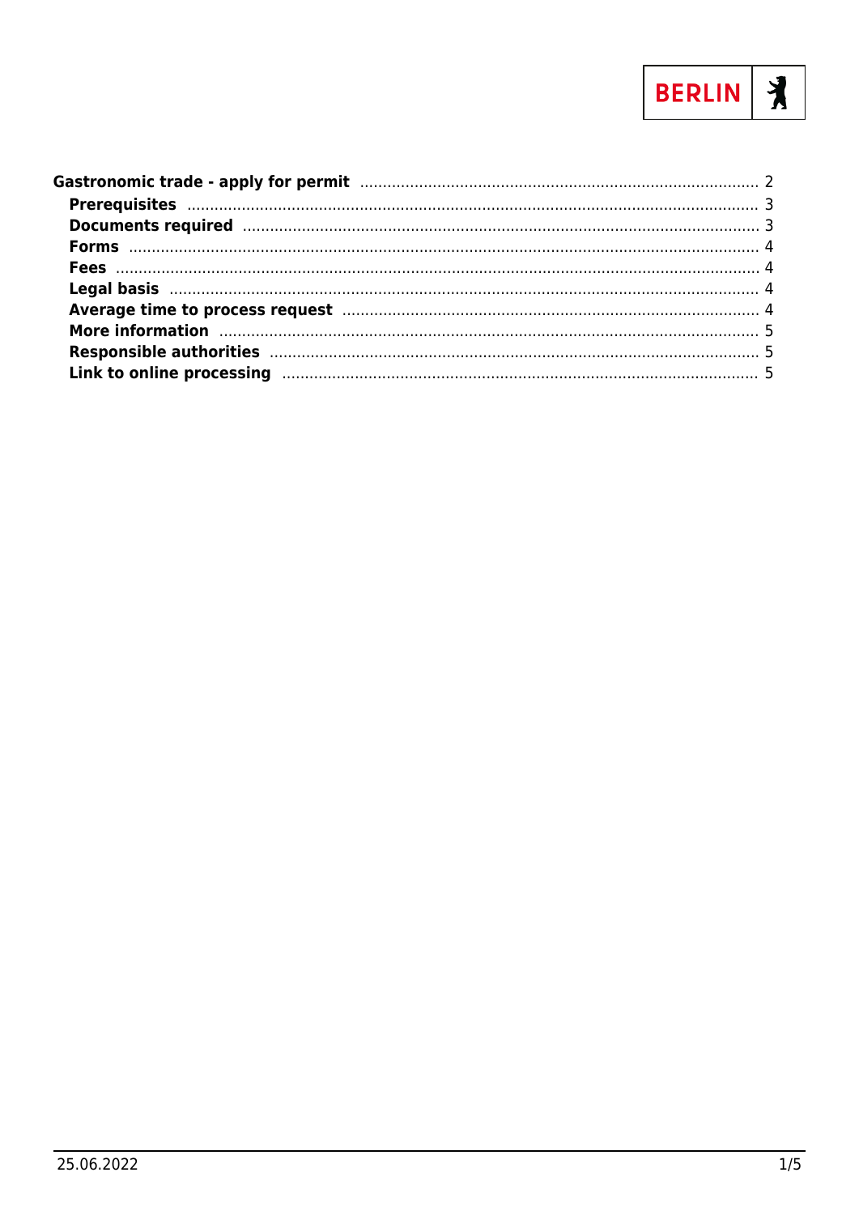**Gastronomic trade - apply for permit** .......... 2

- **Prerequisites** .......... 3
- **Documents required** .......... 3
- **Forms** .......... 4
- **Fees** .......... 4
- **Legal basis** .......... 4
- **Average time to process request** .......... 4
- **More information** .......... 5
- **Responsible authorities** .......... 5
- **Link to online processing** .......... 5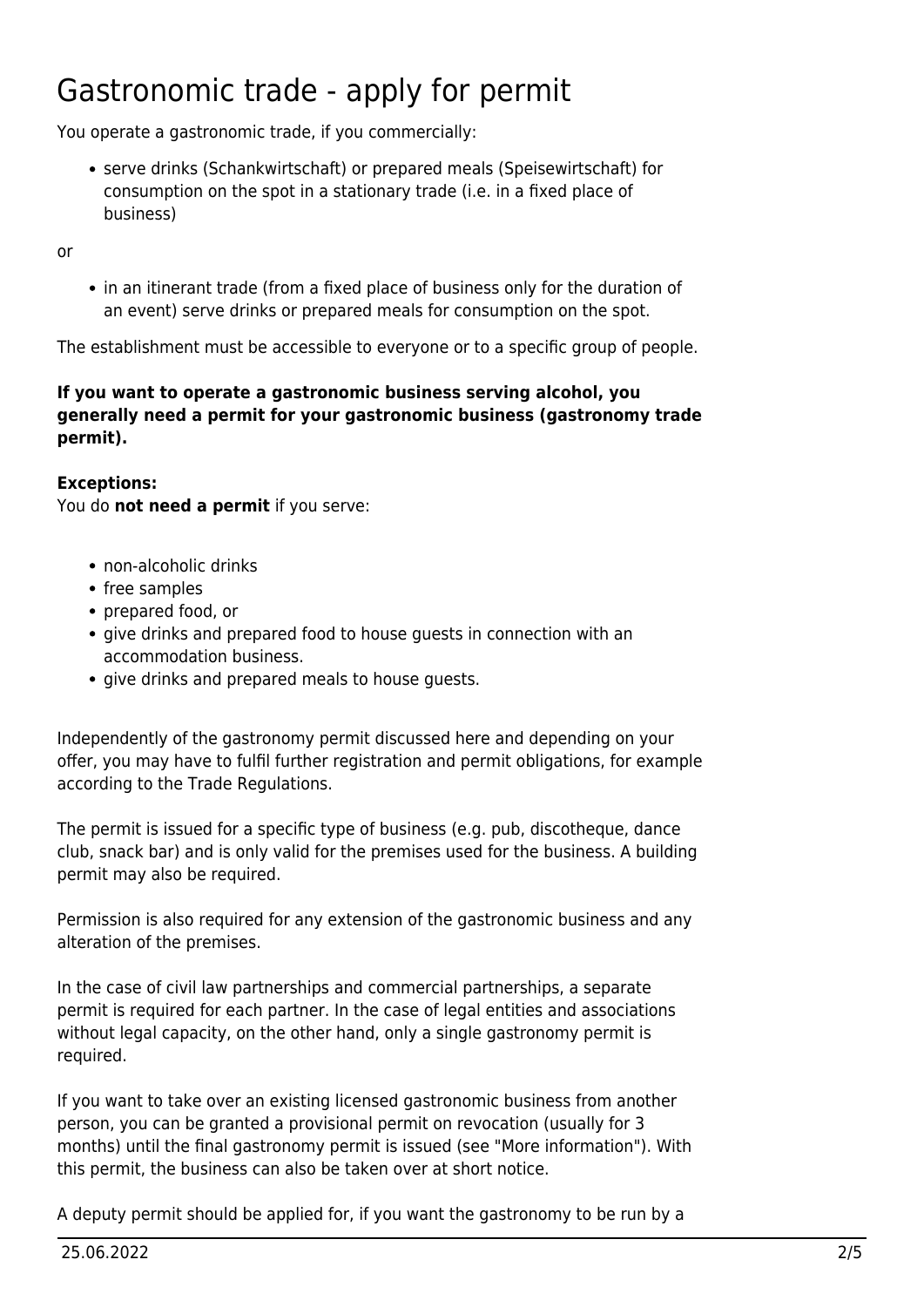# Gastronomic trade - apply for permit

You operate a gastronomic trade, if you commercially:

- serve drinks (Schankwirtschaft) or prepared meals (Speisewirtschaft) for consumption on the spot in a stationary trade (i.e. in a fixed place of business)

or

- in an itinerant trade (from a fixed place of business only for the duration of an event) serve drinks or prepared meals for consumption on the spot.

The establishment must be accessible to everyone or to a specific group of people.

**If you want to operate a gastronomic business serving alcohol, you generally need a permit for your gastronomic business (gastronomy trade permit).**

**Exceptions:**
You do **not need a permit** if you serve:

- non-alcoholic drinks
- free samples
- prepared food, or
- give drinks and prepared food to house guests in connection with an accommodation business.
- give drinks and prepared meals to house guests.

Independently of the gastronomy permit discussed here and depending on your offer, you may have to fulfil further registration and permit obligations, for example according to the Trade Regulations.

The permit is issued for a specific type of business (e.g. pub, discotheque, dance club, snack bar) and is only valid for the premises used for the business. A building permit may also be required.

Permission is also required for any extension of the gastronomic business and any alteration of the premises.

In the case of civil law partnerships and commercial partnerships, a separate permit is required for each partner. In the case of legal entities and associations without legal capacity, on the other hand, only a single gastronomy permit is required.

If you want to take over an existing licensed gastronomic business from another person, you can be granted a provisional permit on revocation (usually for 3 months) until the final gastronomy permit is issued (see "More information"). With this permit, the business can also be taken over at short notice.

A deputy permit should be applied for, if you want the gastronomy to be run by a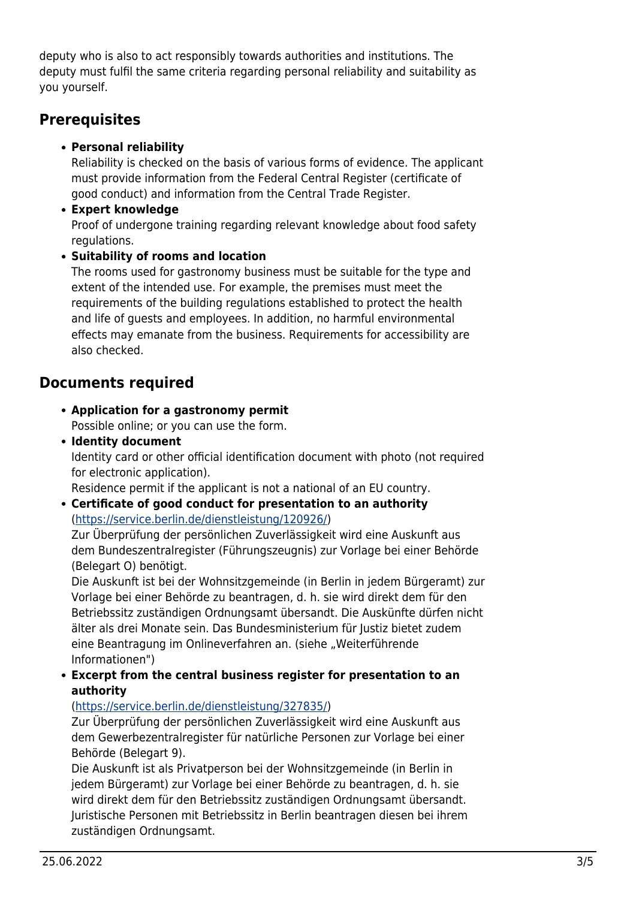deputy who is also to act responsibly towards authorities and institutions. The deputy must fulfil the same criteria regarding personal reliability and suitability as you yourself.

## Prerequisites

- **Personal reliability**
  Reliability is checked on the basis of various forms of evidence. The applicant must provide information from the Federal Central Register (certificate of good conduct) and information from the Central Trade Register.
- **Expert knowledge**
  Proof of undergone training regarding relevant knowledge about food safety regulations.
- **Suitability of rooms and location**
  The rooms used for gastronomy business must be suitable for the type and extent of the intended use. For example, the premises must meet the requirements of the building regulations established to protect the health and life of guests and employees. In addition, no harmful environmental effects may emanate from the business. Requirements for accessibility are also checked.

## Documents required

- **Application for a gastronomy permit**
  Possible online; or you can use the form.
- **Identity document**
  Identity card or other official identification document with photo (not required for electronic application).
  Residence permit if the applicant is not a national of an EU country.
- **Certificate of good conduct for presentation to an authority**
  (https://service.berlin.de/dienstleistung/120926/)
  Zur Überprüfung der persönlichen Zuverlässigkeit wird eine Auskunft aus dem Bundeszentralregister (Führungszeugnis) zur Vorlage bei einer Behörde (Belegart O) benötigt.
  Die Auskunft ist bei der Wohnsitzgemeinde (in Berlin in jedem Bürgeramt) zur Vorlage bei einer Behörde zu beantragen, d. h. sie wird direkt dem für den Betriebssitz zuständigen Ordnungsamt übersandt. Die Auskünfte dürfen nicht älter als drei Monate sein. Das Bundesministerium für Justiz bietet zudem eine Beantragung im Onlineverfahren an. (siehe „Weiterführende Informationen")
- **Excerpt from the central business register for presentation to an authority**
  (https://service.berlin.de/dienstleistung/327835/)
  Zur Überprüfung der persönlichen Zuverlässigkeit wird eine Auskunft aus dem Gewerbezentralregister für natürliche Personen zur Vorlage bei einer Behörde (Belegart 9).
  Die Auskunft ist als Privatperson bei der Wohnsitzgemeinde (in Berlin in jedem Bürgeramt) zur Vorlage bei einer Behörde zu beantragen, d. h. sie wird direkt dem für den Betriebssitz zuständigen Ordnungsamt übersandt. Juristische Personen mit Betriebssitz in Berlin beantragen diesen bei ihrem zuständigen Ordnungsamt.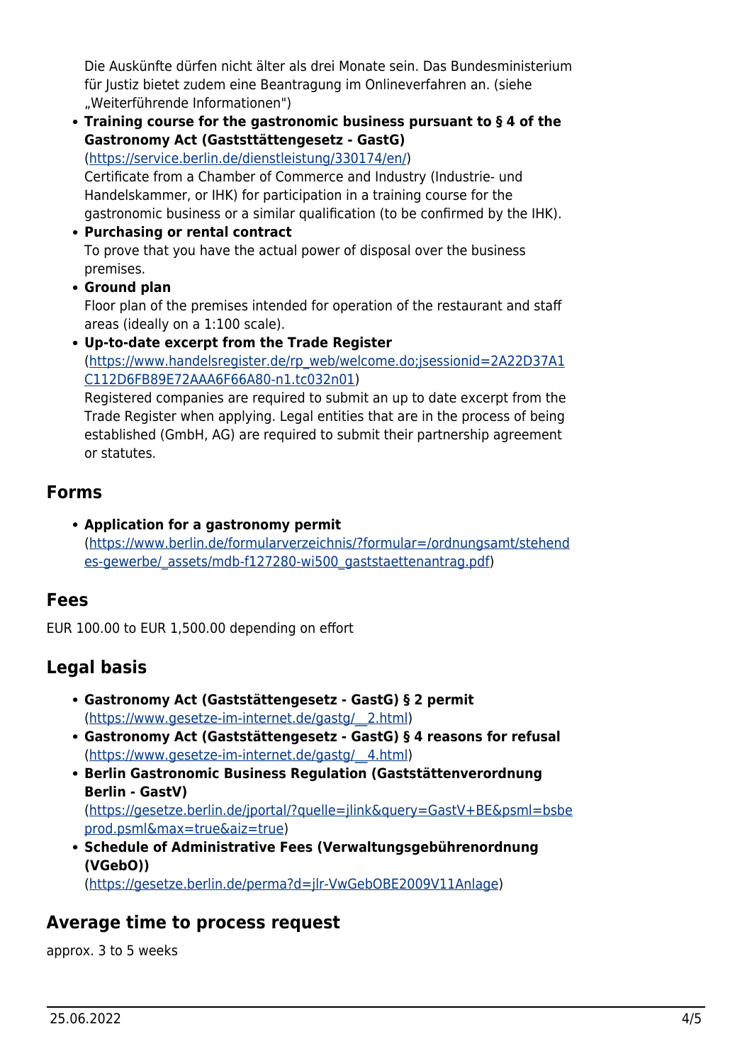Die Auskünfte dürfen nicht älter als drei Monate sein. Das Bundesministerium für Justiz bietet zudem eine Beantragung im Onlineverfahren an. (siehe „Weiterführende Informationen")

- **Training course for the gastronomic business pursuant to § 4 of the Gastronomy Act (Gaststättengesetz - GastG)** (https://service.berlin.de/dienstleistung/330174/en/)
  Certificate from a Chamber of Commerce and Industry (Industrie- und Handelskammer, or IHK) for participation in a training course for the gastronomic business or a similar qualification (to be confirmed by the IHK).
- **Purchasing or rental contract**
  To prove that you have the actual power of disposal over the business premises.
- **Ground plan**
  Floor plan of the premises intended for operation of the restaurant and staff areas (ideally on a 1:100 scale).
- **Up-to-date excerpt from the Trade Register** (https://www.handelsregister.de/rp_web/welcome.do;jsessionid=2A22D37A1C112D6FB89E72AAA6F66A80-n1.tc032n01)
  Registered companies are required to submit an up to date excerpt from the Trade Register when applying. Legal entities that are in the process of being established (GmbH, AG) are required to submit their partnership agreement or statutes.

## Forms

- **Application for a gastronomy permit** (https://www.berlin.de/formularverzeichnis/?formular=/ordnungsamt/stehendes-gewerbe/_assets/mdb-f127280-wi500_gaststaettenantrag.pdf)

## Fees

EUR 100.00 to EUR 1,500.00 depending on effort

## Legal basis

- **Gastronomy Act (Gaststättengesetz - GastG) § 2 permit** (https://www.gesetze-im-internet.de/gastg/__2.html)
- **Gastronomy Act (Gaststättengesetz - GastG) § 4 reasons for refusal** (https://www.gesetze-im-internet.de/gastg/__4.html)
- **Berlin Gastronomic Business Regulation (Gaststättenverordnung Berlin - GastV)** (https://gesetze.berlin.de/jportal/?quelle=jlink&query=GastV+BE&psml=bsbeprod.psml&max=true&aiz=true)
- **Schedule of Administrative Fees (Verwaltungsgebührenordnung (VGebO))** (https://gesetze.berlin.de/perma?d=jlr-VwGebOBE2009V11Anlage)

## Average time to process request

approx. 3 to 5 weeks

25.06.2022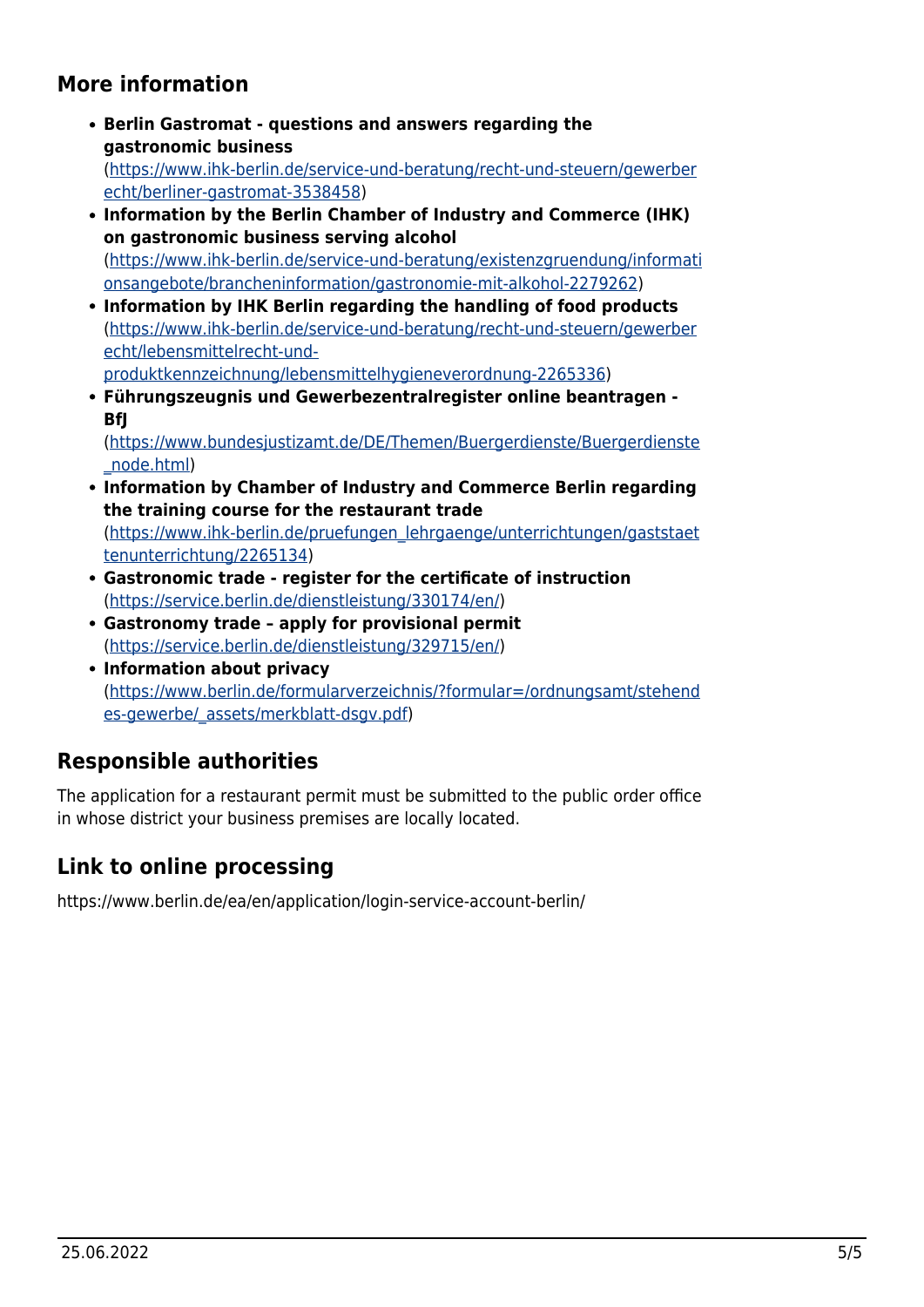## More information

- **Berlin Gastromat - questions and answers regarding the gastronomic business** (https://www.ihk-berlin.de/service-und-beratung/recht-und-steuern/gewerberecht/berliner-gastromat-3538458)
- **Information by the Berlin Chamber of Industry and Commerce (IHK) on gastronomic business serving alcohol** (https://www.ihk-berlin.de/service-und-beratung/existenzgruendung/informationsangebote/brancheninformation/gastronomie-mit-alkohol-2279262)
- **Information by IHK Berlin regarding the handling of food products** (https://www.ihk-berlin.de/service-und-beratung/recht-und-steuern/gewerberecht/lebensmittelrecht-und-produktkennzeichnung/lebensmittelhygieneverordnung-2265336)
- **Führungszeugnis und Gewerbezentralregister online beantragen - BfJ** (https://www.bundesjustizamt.de/DE/Themen/Buergerdienste/Buergerdienste_node.html)
- **Information by Chamber of Industry and Commerce Berlin regarding the training course for the restaurant trade** (https://www.ihk-berlin.de/pruefungen_lehrgaenge/unterrichtungen/gaststaettenunterrichtung/2265134)
- **Gastronomic trade - register for the certificate of instruction** (https://service.berlin.de/dienstleistung/330174/en/)
- **Gastronomy trade – apply for provisional permit** (https://service.berlin.de/dienstleistung/329715/en/)
- **Information about privacy** (https://www.berlin.de/formularverzeichnis/?formular=/ordnungsamt/stehendes-gewerbe/_assets/merkblatt-dsgv.pdf)

## Responsible authorities

The application for a restaurant permit must be submitted to the public order office in whose district your business premises are locally located.

## Link to online processing

https://www.berlin.de/ea/en/application/login-service-account-berlin/